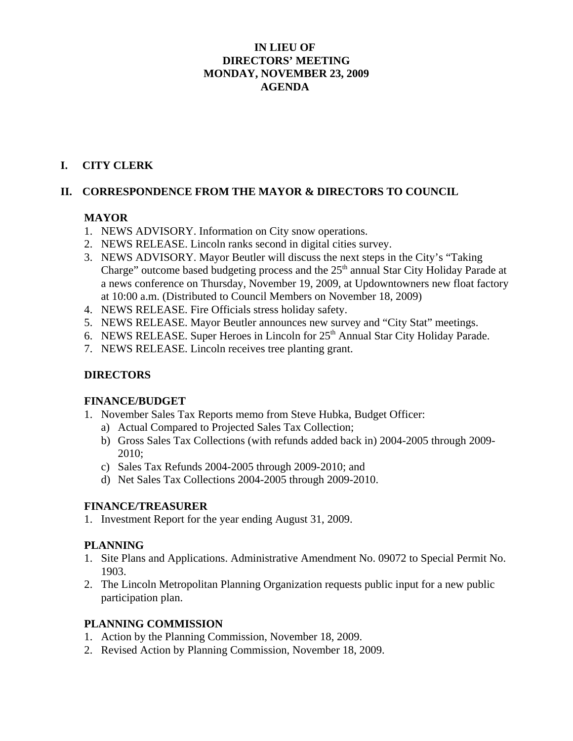# IN LIEU OF DIRECTORS' MEETING MONDAY, NOVEMBER 23, 2009 AGENDA

## I. CITY CLERK

## II. CORRESPONDENCE FROM THE MAYOR & DIRECTORS TO COUNCIL

### MAYOR

1. NEWS ADVISORY. Information on City snow operations.
2. NEWS RELEASE. Lincoln ranks second in digital cities survey.
3. NEWS ADVISORY. Mayor Beutler will discuss the next steps in the City's "Taking Charge" outcome based budgeting process and the 25th annual Star City Holiday Parade at a news conference on Thursday, November 19, 2009, at Updowntowners new float factory at 10:00 a.m. (Distributed to Council Members on November 18, 2009)
4. NEWS RELEASE. Fire Officials stress holiday safety.
5. NEWS RELEASE. Mayor Beutler announces new survey and "City Stat" meetings.
6. NEWS RELEASE. Super Heroes in Lincoln for 25th Annual Star City Holiday Parade.
7. NEWS RELEASE. Lincoln receives tree planting grant.

### DIRECTORS

#### FINANCE/BUDGET

1. November Sales Tax Reports memo from Steve Hubka, Budget Officer:
   a) Actual Compared to Projected Sales Tax Collection;
   b) Gross Sales Tax Collections (with refunds added back in) 2004-2005 through 2009-2010;
   c) Sales Tax Refunds 2004-2005 through 2009-2010; and
   d) Net Sales Tax Collections 2004-2005 through 2009-2010.

#### FINANCE/TREASURER

1. Investment Report for the year ending August 31, 2009.

#### PLANNING

1. Site Plans and Applications. Administrative Amendment No. 09072 to Special Permit No. 1903.
2. The Lincoln Metropolitan Planning Organization requests public input for a new public participation plan.

#### PLANNING COMMISSION

1. Action by the Planning Commission, November 18, 2009.
2. Revised Action by Planning Commission, November 18, 2009.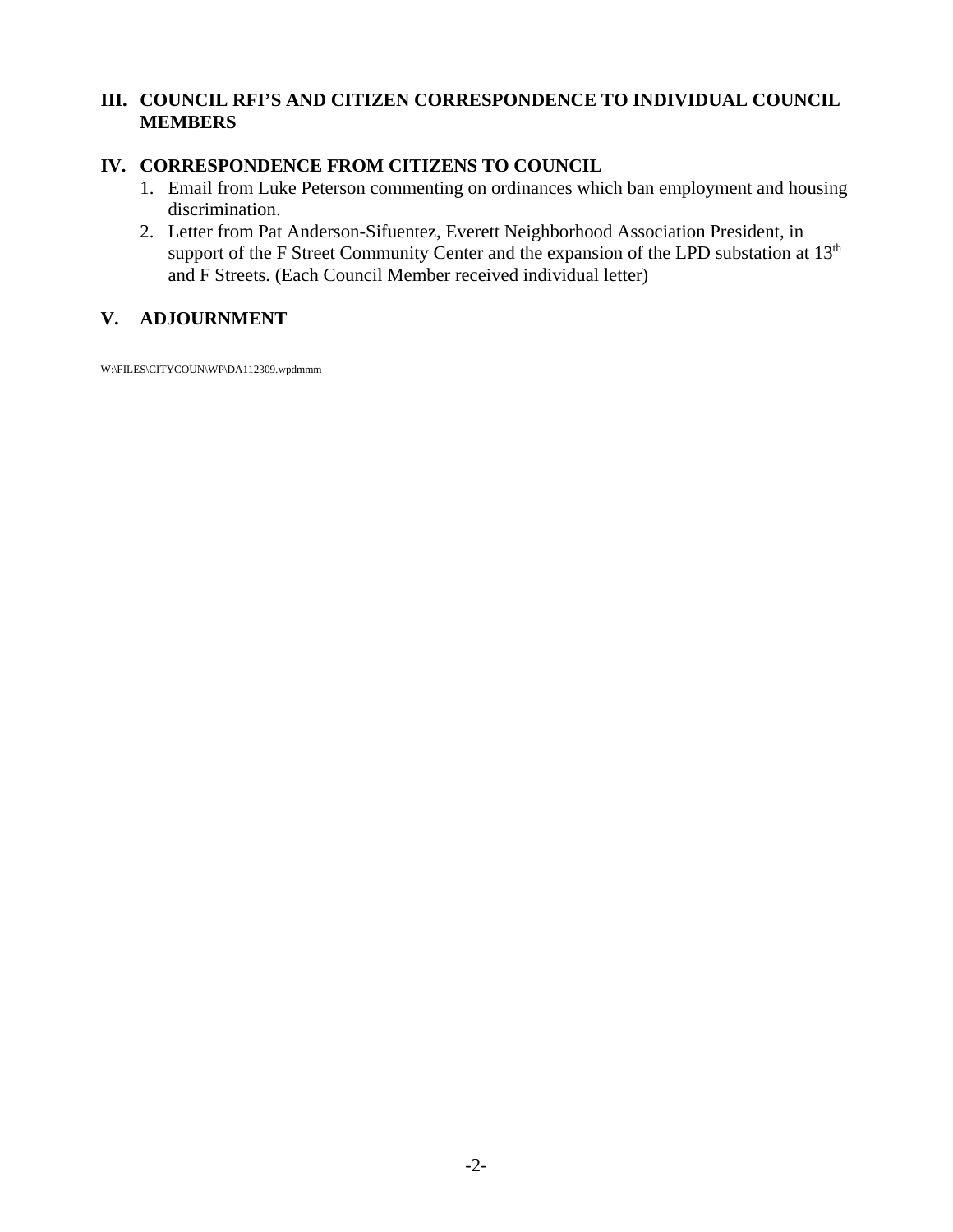## III. COUNCIL RFI'S AND CITIZEN CORRESPONDENCE TO INDIVIDUAL COUNCIL MEMBERS

## IV. CORRESPONDENCE FROM CITIZENS TO COUNCIL

1. Email from Luke Peterson commenting on ordinances which ban employment and housing discrimination.
2. Letter from Pat Anderson-Sifuentez, Everett Neighborhood Association President, in support of the F Street Community Center and the expansion of the LPD substation at 13th and F Streets. (Each Council Member received individual letter)

## V. ADJOURNMENT

W:\FILES\CITYCOUN\WP\DA112309.wpdmmm